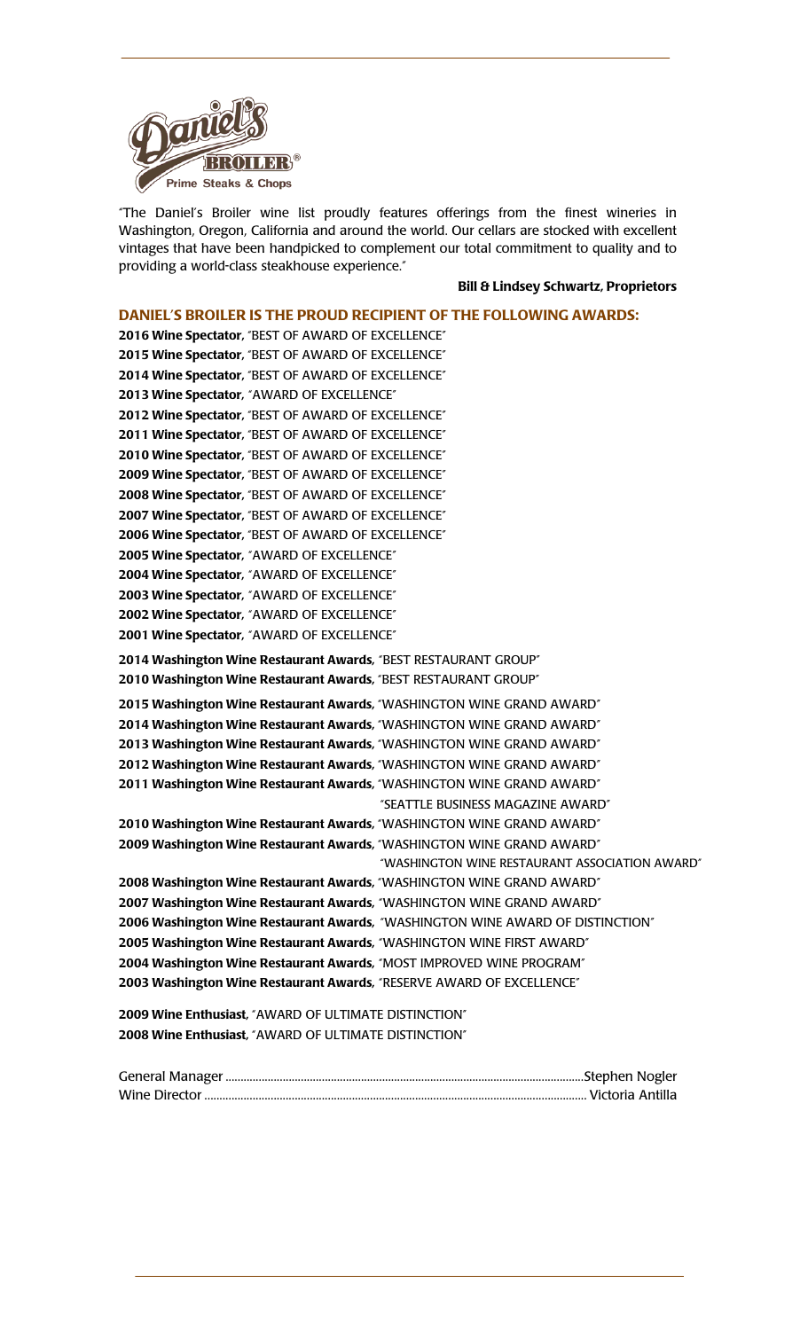"The Daniel's Broiler wine list proudly features offerings from the finest wineries in Washington, Oregon, California and around the world. Our cellars are stocked with excellent vintages that have been handpicked to complement our total commitment to quality and to providing a world-class steakhouse experience."

**Bill & Lindsey Schwartz, Proprietors**

## DANIEL'S BROILER IS THE PROUD RECIPIENT OF THE FOLLOWING AWARDS:

**2016 Wine Spectator,** "BEST OF AWARD OF EXCELLENCE"
**2015 Wine Spectator,** "BEST OF AWARD OF EXCELLENCE"
**2014 Wine Spectator,** "BEST OF AWARD OF EXCELLENCE"
**2013 Wine Spectator,** "AWARD OF EXCELLENCE"
**2012 Wine Spectator,** "BEST OF AWARD OF EXCELLENCE"
**2011 Wine Spectator,** "BEST OF AWARD OF EXCELLENCE"
**2010 Wine Spectator,** "BEST OF AWARD OF EXCELLENCE"
**2009 Wine Spectator,** "BEST OF AWARD OF EXCELLENCE"
**2008 Wine Spectator,** "BEST OF AWARD OF EXCELLENCE"
**2007 Wine Spectator,** "BEST OF AWARD OF EXCELLENCE"
**2006 Wine Spectator,** "BEST OF AWARD OF EXCELLENCE"
**2005 Wine Spectator,** "AWARD OF EXCELLENCE"
**2004 Wine Spectator,** "AWARD OF EXCELLENCE"
**2003 Wine Spectator,** "AWARD OF EXCELLENCE"
**2002 Wine Spectator,** "AWARD OF EXCELLENCE"
**2001 Wine Spectator,** "AWARD OF EXCELLENCE"

**2014 Washington Wine Restaurant Awards,** "BEST RESTAURANT GROUP"
**2010 Washington Wine Restaurant Awards,** "BEST RESTAURANT GROUP"

**2015 Washington Wine Restaurant Awards,** "WASHINGTON WINE GRAND AWARD"
**2014 Washington Wine Restaurant Awards,** "WASHINGTON WINE GRAND AWARD"
**2013 Washington Wine Restaurant Awards,** "WASHINGTON WINE GRAND AWARD"
**2012 Washington Wine Restaurant Awards,** "WASHINGTON WINE GRAND AWARD"
**2011 Washington Wine Restaurant Awards,** "WASHINGTON WINE GRAND AWARD"
"SEATTLE BUSINESS MAGAZINE AWARD"
**2010 Washington Wine Restaurant Awards,** "WASHINGTON WINE GRAND AWARD"
**2009 Washington Wine Restaurant Awards,** "WASHINGTON WINE GRAND AWARD"
"WASHINGTON WINE RESTAURANT ASSOCIATION AWARD"
**2008 Washington Wine Restaurant Awards,** "WASHINGTON WINE GRAND AWARD"
**2007 Washington Wine Restaurant Awards,** "WASHINGTON WINE GRAND AWARD"
**2006 Washington Wine Restaurant Awards,** "WASHINGTON WINE AWARD OF DISTINCTION"
**2005 Washington Wine Restaurant Awards,** "WASHINGTON WINE FIRST AWARD"
**2004 Washington Wine Restaurant Awards,** "MOST IMPROVED WINE PROGRAM"
**2003 Washington Wine Restaurant Awards,** "RESERVE AWARD OF EXCELLENCE"

**2009 Wine Enthusiast,** "AWARD OF ULTIMATE DISTINCTION"
**2008 Wine Enthusiast,** "AWARD OF ULTIMATE DISTINCTION"

General Manager .................................................. Stephen Nogler
Wine Director .................................................. Victoria Antilla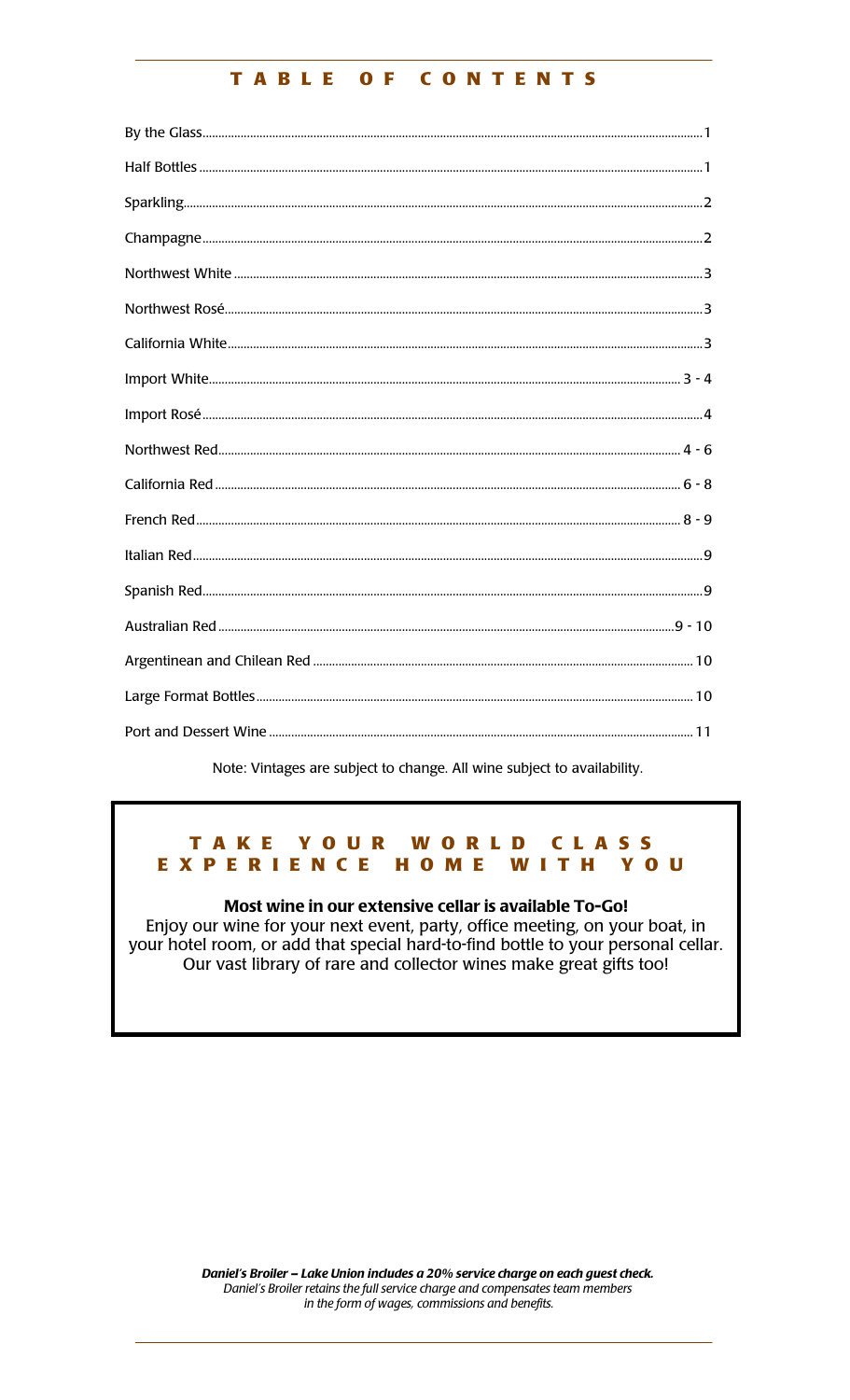# TABLE OF CONTENTS

| Section | Page |
|---|---|
| By the Glass | 1 |
| Half Bottles | 1 |
| Sparkling | 2 |
| Champagne | 2 |
| Northwest White | 3 |
| Northwest Rosé | 3 |
| California White | 3 |
| Import White | 3 - 4 |
| Import Rosé | 4 |
| Northwest Red | 4 - 6 |
| California Red | 6 - 8 |
| French Red | 8 - 9 |
| Italian Red | 9 |
| Spanish Red | 9 |
| Australian Red | 9 - 10 |
| Argentinean and Chilean Red | 10 |
| Large Format Bottles | 10 |
| Port and Dessert Wine | 11 |

Note: Vintages are subject to change. All wine subject to availability.

## TAKE YOUR WORLD CLASS EXPERIENCE HOME WITH YOU

**Most wine in our extensive cellar is available To-Go!**

Enjoy our wine for your next event, party, office meeting, on your boat, in your hotel room, or add that special hard-to-find bottle to your personal cellar. Our vast library of rare and collector wines make great gifts too!

***Daniel's Broiler – Lake Union includes a 20% service charge on each guest check.***
*Daniel's Broiler retains the full service charge and compensates team members in the form of wages, commissions and benefits.*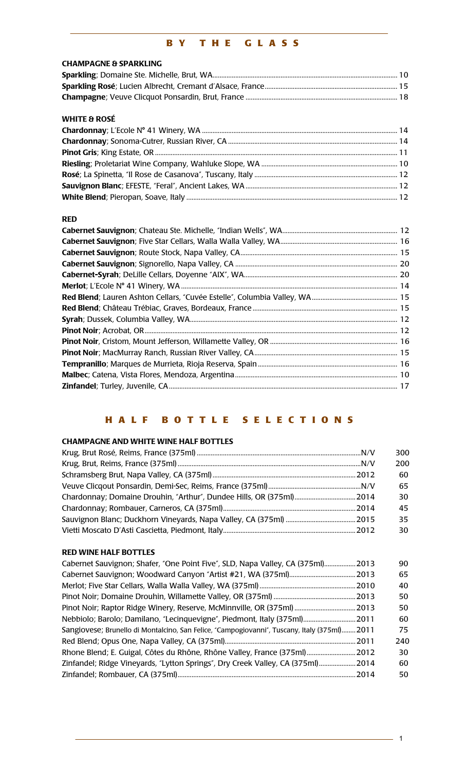## BY THE GLASS

### CHAMPAGNE & SPARKLING

**Sparkling**; Domaine Ste. Michelle, Brut, WA........ 10
**Sparkling Rosé**; Lucien Albrecht, Cremant d'Alsace, France........ 15
**Champagne**; Veuve Clicquot Ponsardin, Brut, France........ 18

### WHITE & ROSÉ

**Chardonnay**; L'Ecole N° 41 Winery, WA........ 14
**Chardonnay**; Sonoma-Cutrer, Russian River, CA........ 14
**Pinot Gris**; King Estate, OR........ 11
**Riesling**; Proletariat Wine Company, Wahluke Slope, WA........ 10
**Rosé**; La Spinetta, "Il Rose de Casanova", Tuscany, Italy........ 12
**Sauvignon Blanc**; EFESTE, "Feral", Ancient Lakes, WA........ 12
**White Blend**; Pieropan, Soave, Italy........ 12

### RED

**Cabernet Sauvignon**; Chateau Ste. Michelle, "Indian Wells", WA........ 12
**Cabernet Sauvignon**; Five Star Cellars, Walla Walla Valley, WA........ 16
**Cabernet Sauvignon**; Route Stock, Napa Valley, CA........ 15
**Cabernet Sauvignon**; Signorello, Napa Valley, CA........ 20
**Cabernet-Syrah**; DeLille Cellars, Doyenne "AIX", WA........ 20
**Merlot**; L'Ecole N° 41 Winery, WA........ 14
**Red Blend**; Lauren Ashton Cellars, "Cuvée Estelle", Columbia Valley, WA........ 15
**Red Blend**; Château Trébiac, Graves, Bordeaux, France........ 15
**Syrah**; Dussek, Columbia Valley, WA........ 12
**Pinot Noir**; Acrobat, OR........ 12
**Pinot Noir**, Cristom, Mount Jefferson, Willamette Valley, OR........ 16
**Pinot Noir**; MacMurray Ranch, Russian River Valley, CA........ 15
**Tempranillo**; Marques de Murrieta, Rioja Reserva, Spain........ 16
**Malbec**; Catena, Vista Flores, Mendoza, Argentina........ 10
**Zinfandel**; Turley, Juvenile, CA........ 17

## HALF BOTTLE SELECTIONS

### CHAMPAGNE AND WHITE WINE HALF BOTTLES

| Wine | Vintage | Price |
|---|---|---|
| Krug, Brut Rosé, Reims, France (375ml) | N/V | 300 |
| Krug, Brut, Reims, France (375ml) | N/V | 200 |
| Schramsberg Brut, Napa Valley, CA (375ml) | 2012 | 60 |
| Veuve Clicqout Ponsardin, Demi-Sec, Reims, France (375ml) | N/V | 65 |
| Chardonnay; Domaine Drouhin, "Arthur", Dundee Hills, OR (375ml) | 2014 | 30 |
| Chardonnay; Rombauer, Carneros, CA (375ml) | 2014 | 45 |
| Sauvignon Blanc; Duckhorn Vineyards, Napa Valley, CA (375ml) | 2015 | 35 |
| Vietti Moscato D'Asti Cascietta, Piedmont, Italy | 2012 | 30 |

### RED WINE HALF BOTTLES

| Wine | Vintage | Price |
|---|---|---|
| Cabernet Sauvignon; Shafer, "One Point Five", SLD, Napa Valley, CA (375ml) | 2013 | 90 |
| Cabernet Sauvignon; Woodward Canyon "Artist #21, WA (375ml) | 2013 | 65 |
| Merlot; Five Star Cellars, Walla Walla Valley, WA (375ml) | 2010 | 40 |
| Pinot Noir; Domaine Drouhin, Willamette Valley, OR (375ml) | 2013 | 50 |
| Pinot Noir; Raptor Ridge Winery, Reserve, McMinnville, OR (375ml) | 2013 | 50 |
| Nebbiolo; Barolo; Damilano, "Lecinquevigne", Piedmont, Italy (375ml) | 2011 | 60 |
| Sangiovese; Brunello di Montalcino, San Felice, "Campogiovanni", Tuscany, Italy (375ml) | 2011 | 75 |
| Red Blend; Opus One, Napa Valley, CA (375ml) | 2011 | 240 |
| Rhone Blend; E. Guigal, Côtes du Rhône, Rhône Valley, France (375ml) | 2012 | 30 |
| Zinfandel; Ridge Vineyards, "Lytton Springs", Dry Creek Valley, CA (375ml) | 2014 | 60 |
| Zinfandel; Rombauer, CA (375ml) | 2014 | 50 |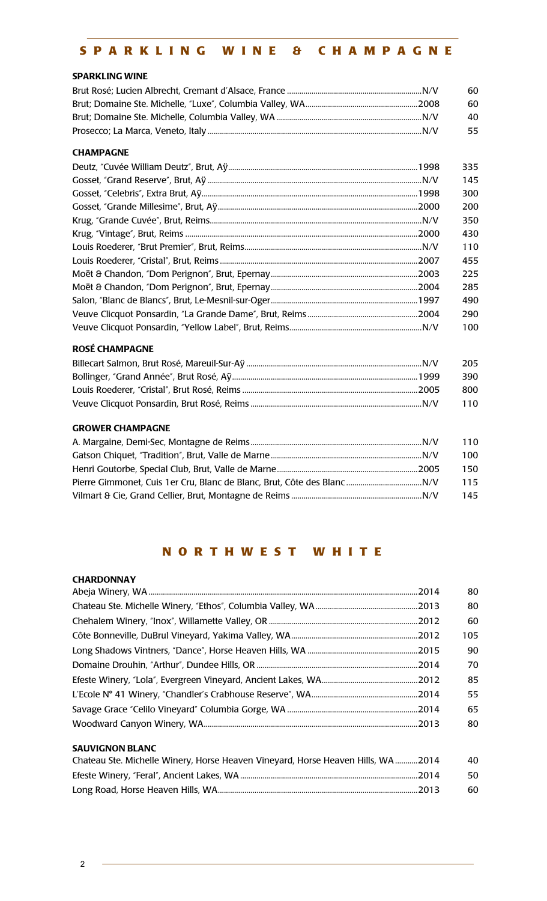# SPARKLING WINE & CHAMPAGNE

### SPARKLING WINE

| Wine | Vintage | Price |
|---|---|---|
| Brut Rosé; Lucien Albrecht, Cremant d'Alsace, France | N/V | 60 |
| Brut; Domaine Ste. Michelle, "Luxe", Columbia Valley, WA | 2008 | 60 |
| Brut; Domaine Ste. Michelle, Columbia Valley, WA | N/V | 40 |
| Prosecco; La Marca, Veneto, Italy | N/V | 55 |

### CHAMPAGNE

| Wine | Vintage | Price |
|---|---|---|
| Deutz, "Cuvée William Deutz", Brut, Aÿ | 1998 | 335 |
| Gosset, "Grand Reserve", Brut, Aÿ | N/V | 145 |
| Gosset, "Celebris", Extra Brut, Aÿ | 1998 | 300 |
| Gosset, "Grande Millesime", Brut, Aÿ | 2000 | 200 |
| Krug, "Grande Cuvée", Brut, Reims | N/V | 350 |
| Krug, "Vintage", Brut, Reims | 2000 | 430 |
| Louis Roederer, "Brut Premier", Brut, Reims | N/V | 110 |
| Louis Roederer, "Cristal", Brut, Reims | 2007 | 455 |
| Moët & Chandon, "Dom Perignon", Brut, Epernay | 2003 | 225 |
| Moët & Chandon, "Dom Perignon", Brut, Epernay | 2004 | 285 |
| Salon, "Blanc de Blancs", Brut, Le-Mesnil-sur-Oger | 1997 | 490 |
| Veuve Clicquot Ponsardin, "La Grande Dame", Brut, Reims | 2004 | 290 |
| Veuve Clicquot Ponsardin, "Yellow Label", Brut, Reims | N/V | 100 |

### ROSÉ CHAMPAGNE

| Wine | Vintage | Price |
|---|---|---|
| Billecart Salmon, Brut Rosé, Mareuil-Sur-Aÿ | N/V | 205 |
| Bollinger, "Grand Année", Brut Rosé, Aÿ | 1999 | 390 |
| Louis Roederer, "Cristal", Brut Rosé, Reims | 2005 | 800 |
| Veuve Clicquot Ponsardin, Brut Rosé, Reims | N/V | 110 |

### GROWER CHAMPAGNE

| Wine | Vintage | Price |
|---|---|---|
| A. Margaine, Demi-Sec, Montagne de Reims | N/V | 110 |
| Gatson Chiquet, "Tradition", Brut, Valle de Marne | N/V | 100 |
| Henri Goutorbe, Special Club, Brut, Valle de Marne | 2005 | 150 |
| Pierre Gimmonet, Cuis 1er Cru, Blanc de Blanc, Brut, Côte des Blanc | N/V | 115 |
| Vilmart & Cie, Grand Cellier, Brut, Montagne de Reims | N/V | 145 |

# NORTHWEST WHITE

### CHARDONNAY

| Wine | Vintage | Price |
|---|---|---|
| Abeja Winery, WA | 2014 | 80 |
| Chateau Ste. Michelle Winery, "Ethos", Columbia Valley, WA | 2013 | 80 |
| Chehalem Winery, "Inox", Willamette Valley, OR | 2012 | 60 |
| Côte Bonneville, DuBrul Vineyard, Yakima Valley, WA | 2012 | 105 |
| Long Shadows Vintners, "Dance", Horse Heaven Hills, WA | 2015 | 90 |
| Domaine Drouhin, "Arthur", Dundee Hills, OR | 2014 | 70 |
| Efeste Winery, "Lola", Evergreen Vineyard, Ancient Lakes, WA | 2012 | 85 |
| L'Ecole N° 41 Winery, "Chandler's Crabhouse Reserve", WA | 2014 | 55 |
| Savage Grace "Celilo Vineyard" Columbia Gorge, WA | 2014 | 65 |
| Woodward Canyon Winery, WA | 2013 | 80 |

### SAUVIGNON BLANC

| Wine | Vintage | Price |
|---|---|---|
| Chateau Ste. Michelle Winery, Horse Heaven Vineyard, Horse Heaven Hills, WA | 2014 | 40 |
| Efeste Winery, "Feral", Ancient Lakes, WA | 2014 | 50 |
| Long Road, Horse Heaven Hills, WA | 2013 | 60 |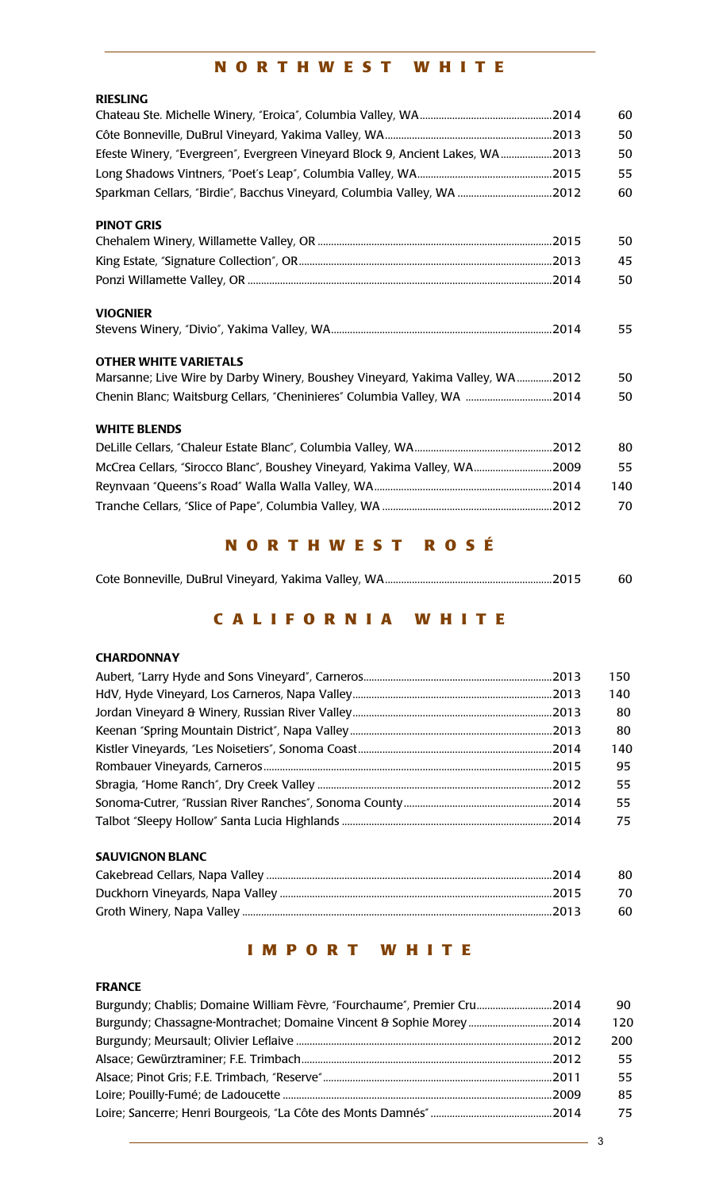## NORTHWEST WHITE

### RIESLING

| | | |
|---|---|---|
| Chateau Ste. Michelle Winery, "Eroica", Columbia Valley, WA | 2014 | 60 |
| Côte Bonneville, DuBrul Vineyard, Yakima Valley, WA | 2013 | 50 |
| Efeste Winery, "Evergreen", Evergreen Vineyard Block 9, Ancient Lakes, WA | 2013 | 50 |
| Long Shadows Vintners, "Poet's Leap", Columbia Valley, WA | 2015 | 55 |
| Sparkman Cellars, "Birdie", Bacchus Vineyard, Columbia Valley, WA | 2012 | 60 |

### PINOT GRIS

| | | |
|---|---|---|
| Chehalem Winery, Willamette Valley, OR | 2015 | 50 |
| King Estate, "Signature Collection", OR | 2013 | 45 |
| Ponzi Willamette Valley, OR | 2014 | 50 |

### VIOGNIER

| | | |
|---|---|---|
| Stevens Winery, "Divio", Yakima Valley, WA | 2014 | 55 |

### OTHER WHITE VARIETALS

| | | |
|---|---|---|
| Marsanne; Live Wire by Darby Winery, Boushey Vineyard, Yakima Valley, WA | 2012 | 50 |
| Chenin Blanc; Waitsburg Cellars, "Cheninieres" Columbia Valley, WA | 2014 | 50 |

### WHITE BLENDS

| | | |
|---|---|---|
| DeLille Cellars, "Chaleur Estate Blanc", Columbia Valley, WA | 2012 | 80 |
| McCrea Cellars, "Sirocco Blanc", Boushey Vineyard, Yakima Valley, WA | 2009 | 55 |
| Reynvaan "Queens"s Road" Walla Walla Valley, WA | 2014 | 140 |
| Tranche Cellars, "Slice of Pape", Columbia Valley, WA | 2012 | 70 |

## NORTHWEST ROSÉ

| | | |
|---|---|---|
| Cote Bonneville, DuBrul Vineyard, Yakima Valley, WA | 2015 | 60 |

## CALIFORNIA WHITE

### CHARDONNAY

| | | |
|---|---|---|
| Aubert, "Larry Hyde and Sons Vineyard", Carneros | 2013 | 150 |
| HdV, Hyde Vineyard, Los Carneros, Napa Valley | 2013 | 140 |
| Jordan Vineyard & Winery, Russian River Valley | 2013 | 80 |
| Keenan "Spring Mountain District", Napa Valley | 2013 | 80 |
| Kistler Vineyards, "Les Noisetiers", Sonoma Coast | 2014 | 140 |
| Rombauer Vineyards, Carneros | 2015 | 95 |
| Sbragia, "Home Ranch", Dry Creek Valley | 2012 | 55 |
| Sonoma-Cutrer, "Russian River Ranches", Sonoma County | 2014 | 55 |
| Talbot "Sleepy Hollow" Santa Lucia Highlands | 2014 | 75 |

### SAUVIGNON BLANC

| | | |
|---|---|---|
| Cakebread Cellars, Napa Valley | 2014 | 80 |
| Duckhorn Vineyards, Napa Valley | 2015 | 70 |
| Groth Winery, Napa Valley | 2013 | 60 |

## IMPORT WHITE

### FRANCE

| | | |
|---|---|---|
| Burgundy; Chablis; Domaine William Fèvre, "Fourchaume", Premier Cru | 2014 | 90 |
| Burgundy; Chassagne-Montrachet; Domaine Vincent & Sophie Morey | 2014 | 120 |
| Burgundy; Meursault; Olivier Leflaive | 2012 | 200 |
| Alsace; Gewürztraminer; F.E. Trimbach | 2012 | 55 |
| Alsace; Pinot Gris; F.E. Trimbach, "Reserve" | 2011 | 55 |
| Loire; Pouilly-Fumé; de Ladoucette | 2009 | 85 |
| Loire; Sancerre; Henri Bourgeois, "La Côte des Monts Damnés" | 2014 | 75 |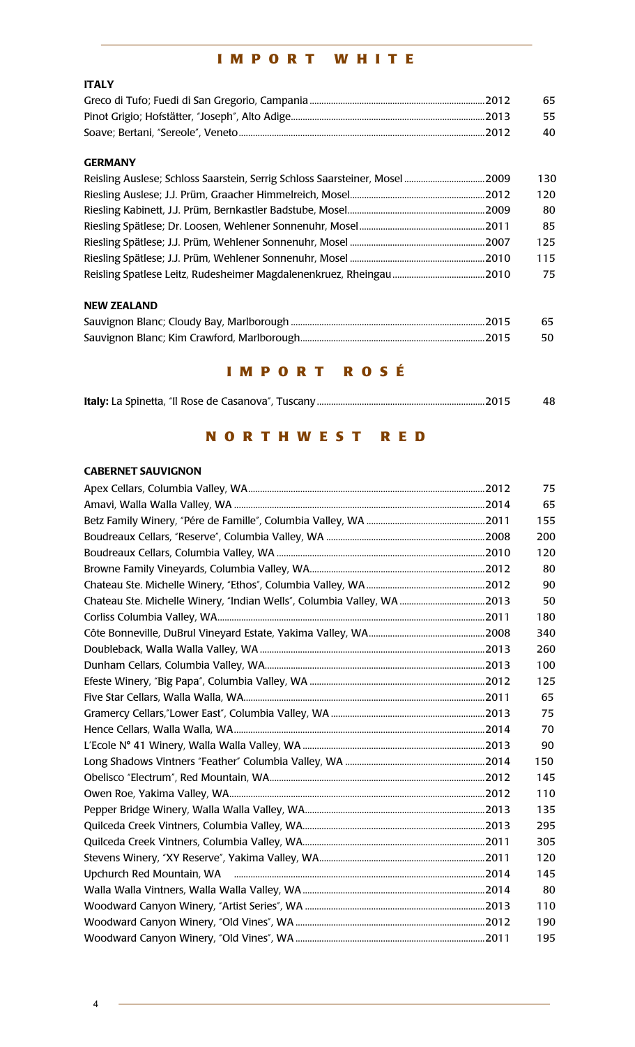## IMPORT WHITE

### ITALY

| Wine | Vintage | Price |
|---|---|---|
| Greco di Tufo; Fuedi di San Gregorio, Campania | 2012 | 65 |
| Pinot Grigio; Hofstätter, "Joseph", Alto Adige | 2013 | 55 |
| Soave; Bertani, "Sereole", Veneto | 2012 | 40 |

### GERMANY

| Wine | Vintage | Price |
|---|---|---|
| Reisling Auslese; Schloss Saarstein, Serrig Schloss Saarsteiner, Mosel | 2009 | 130 |
| Riesling Auslese; J.J. Prüm, Graacher Himmelreich, Mosel | 2012 | 120 |
| Riesling Kabinett, J.J. Prüm, Bernkastler Badstube, Mosel | 2009 | 80 |
| Riesling Spätlese; Dr. Loosen, Wehlener Sonnenuhr, Mosel | 2011 | 85 |
| Riesling Spätlese; J.J. Prüm, Wehlener Sonnenuhr, Mosel | 2007 | 125 |
| Riesling Spätlese; J.J. Prüm, Wehlener Sonnenuhr, Mosel | 2010 | 115 |
| Reisling Spatlese Leitz, Rudesheimer Magdalenenkruez, Rheingau | 2010 | 75 |

### NEW ZEALAND

| Wine | Vintage | Price |
|---|---|---|
| Sauvignon Blanc; Cloudy Bay, Marlborough | 2015 | 65 |
| Sauvignon Blanc; Kim Crawford, Marlborough | 2015 | 50 |

## IMPORT ROSÉ

| Wine | Vintage | Price |
|---|---|---|
| **Italy:** La Spinetta, "Il Rose de Casanova", Tuscany | 2015 | 48 |

## NORTHWEST RED

### CABERNET SAUVIGNON

| Wine | Vintage | Price |
|---|---|---|
| Apex Cellars, Columbia Valley, WA | 2012 | 75 |
| Amavi, Walla Walla Valley, WA | 2014 | 65 |
| Betz Family Winery, "Pére de Famille", Columbia Valley, WA | 2011 | 155 |
| Boudreaux Cellars, "Reserve", Columbia Valley, WA | 2008 | 200 |
| Boudreaux Cellars, Columbia Valley, WA | 2010 | 120 |
| Browne Family Vineyards, Columbia Valley, WA | 2012 | 80 |
| Chateau Ste. Michelle Winery, "Ethos", Columbia Valley, WA | 2012 | 90 |
| Chateau Ste. Michelle Winery, "Indian Wells", Columbia Valley, WA | 2013 | 50 |
| Corliss Columbia Valley, WA | 2011 | 180 |
| Côte Bonneville, DuBrul Vineyard Estate, Yakima Valley, WA | 2008 | 340 |
| Doubleback, Walla Walla Valley, WA | 2013 | 260 |
| Dunham Cellars, Columbia Valley, WA | 2013 | 100 |
| Efeste Winery, "Big Papa", Columbia Valley, WA | 2012 | 125 |
| Five Star Cellars, Walla Walla, WA | 2011 | 65 |
| Gramercy Cellars,"Lower East", Columbia Valley, WA | 2013 | 75 |
| Hence Cellars, Walla Walla, WA | 2014 | 70 |
| L'Ecole N° 41 Winery, Walla Walla Valley, WA | 2013 | 90 |
| Long Shadows Vintners "Feather" Columbia Valley, WA | 2014 | 150 |
| Obelisco "Electrum", Red Mountain, WA | 2012 | 145 |
| Owen Roe, Yakima Valley, WA | 2012 | 110 |
| Pepper Bridge Winery, Walla Walla Valley, WA | 2013 | 135 |
| Quilceda Creek Vintners, Columbia Valley, WA | 2013 | 295 |
| Quilceda Creek Vintners, Columbia Valley, WA | 2011 | 305 |
| Stevens Winery, "XY Reserve", Yakima Valley, WA | 2011 | 120 |
| Upchurch Red Mountain, WA | 2014 | 145 |
| Walla Walla Vintners, Walla Walla Valley, WA | 2014 | 80 |
| Woodward Canyon Winery, "Artist Series", WA | 2013 | 110 |
| Woodward Canyon Winery, "Old Vines", WA | 2012 | 190 |
| Woodward Canyon Winery, "Old Vines", WA | 2011 | 195 |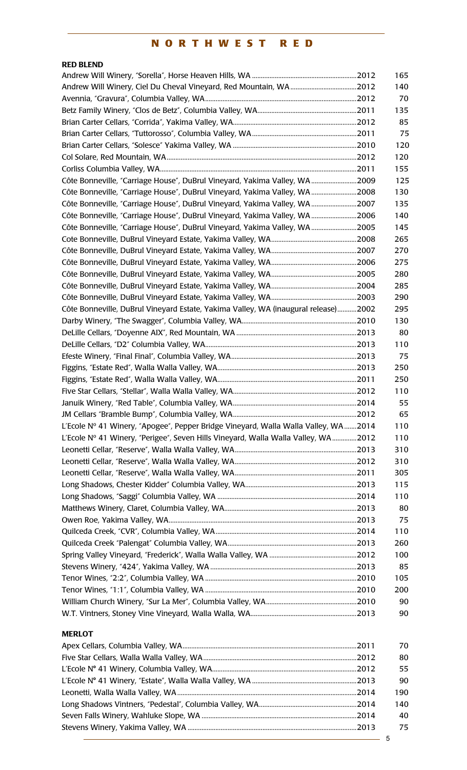# NORTHWEST RED

## RED BLEND

| Wine | Vintage | Price |
|---|---|---|
| Andrew Will Winery, "Sorella", Horse Heaven Hills, WA | 2012 | 165 |
| Andrew Will Winery, Ciel Du Cheval Vineyard, Red Mountain, WA | 2012 | 140 |
| Avennia, "Gravura", Columbia Valley, WA | 2012 | 70 |
| Betz Family Winery, "Clos de Betz", Columbia Valley, WA | 2011 | 135 |
| Brian Carter Cellars, "Corrida", Yakima Valley, WA | 2012 | 85 |
| Brian Carter Cellars, "Tuttorosso", Columbia Valley, WA | 2011 | 75 |
| Brian Carter Cellars, "Solesce" Yakima Valley, WA | 2010 | 120 |
| Col Solare, Red Mountain, WA | 2012 | 120 |
| Corliss Columbia Valley, WA | 2011 | 155 |
| Côte Bonneville, "Carriage House", DuBrul Vineyard, Yakima Valley, WA | 2009 | 125 |
| Côte Bonneville, "Carriage House", DuBrul Vineyard, Yakima Valley, WA | 2008 | 130 |
| Côte Bonneville, "Carriage House", DuBrul Vineyard, Yakima Valley, WA | 2007 | 135 |
| Côte Bonneville, "Carriage House", DuBrul Vineyard, Yakima Valley, WA | 2006 | 140 |
| Côte Bonneville, "Carriage House", DuBrul Vineyard, Yakima Valley, WA | 2005 | 145 |
| Cote Bonneville, DuBrul Vineyard Estate, Yakima Valley, WA | 2008 | 265 |
| Côte Bonneville, DuBrul Vineyard Estate, Yakima Valley, WA | 2007 | 270 |
| Côte Bonneville, DuBrul Vineyard Estate, Yakima Valley, WA | 2006 | 275 |
| Côte Bonneville, DuBrul Vineyard Estate, Yakima Valley, WA | 2005 | 280 |
| Côte Bonneville, DuBrul Vineyard Estate, Yakima Valley, WA | 2004 | 285 |
| Côte Bonneville, DuBrul Vineyard Estate, Yakima Valley, WA | 2003 | 290 |
| Côte Bonneville, DuBrul Vineyard Estate, Yakima Valley, WA (inaugural release) | 2002 | 295 |
| Darby Winery, "The Swagger", Columbia Valley, WA | 2010 | 130 |
| DeLille Cellars, "Doyenne AIX", Red Mountain, WA | 2013 | 80 |
| DeLille Cellars, "D2" Columbia Valley, WA | 2013 | 110 |
| Efeste Winery, "Final Final", Columbia Valley, WA | 2013 | 75 |
| Figgins, "Estate Red", Walla Walla Valley, WA | 2013 | 250 |
| Figgins, "Estate Red", Walla Walla Valley, WA | 2011 | 250 |
| Five Star Cellars, "Stellar", Walla Walla Valley, WA | 2012 | 110 |
| Januik Winery, "Red Table", Columbia Valley, WA | 2014 | 55 |
| JM Cellars "Bramble Bump", Columbia Valley, WA | 2012 | 65 |
| L'Ecole Nº 41 Winery, "Apogee", Pepper Bridge Vineyard, Walla Walla Valley, WA | 2014 | 110 |
| L'Ecole Nº 41 Winery, "Perigee", Seven Hills Vineyard, Walla Walla Valley, WA | 2012 | 110 |
| Leonetti Cellar, "Reserve", Walla Walla Valley, WA | 2013 | 310 |
| Leonetti Cellar, "Reserve", Walla Walla Valley, WA | 2012 | 310 |
| Leonetti Cellar, "Reserve", Walla Walla Valley, WA | 2011 | 305 |
| Long Shadows, Chester Kidder" Columbia Valley, WA | 2013 | 115 |
| Long Shadows, "Saggi" Columbia Valley, WA | 2014 | 110 |
| Matthews Winery, Claret, Columbia Valley, WA | 2013 | 80 |
| Owen Roe, Yakima Valley, WA | 2013 | 75 |
| Quilceda Creek, "CVR", Columbia Valley, WA | 2014 | 110 |
| Quilceda Creek "Palengat" Columbia Valley, WA | 2013 | 260 |
| Spring Valley Vineyard, "Frederick", Walla Walla Valley, WA | 2012 | 100 |
| Stevens Winery, "424", Yakima Valley, WA | 2013 | 85 |
| Tenor Wines, "2:2", Columbia Valley, WA | 2010 | 105 |
| Tenor Wines, "1:1", Columbia Valley, WA | 2010 | 200 |
| William Church Winery, "Sur La Mer", Columbia Valley, WA | 2010 | 90 |
| W.T. Vintners, Stoney Vine Vineyard, Walla Walla, WA | 2013 | 90 |

## MERLOT

| Wine | Vintage | Price |
|---|---|---|
| Apex Cellars, Columbia Valley, WA | 2011 | 70 |
| Five Star Cellars, Walla Walla Valley, WA | 2012 | 80 |
| L'Ecole N° 41 Winery, Columbia Valley, WA | 2012 | 55 |
| L'Ecole N° 41 Winery, "Estate", Walla Walla Valley, WA | 2013 | 90 |
| Leonetti, Walla Walla Valley, WA | 2014 | 190 |
| Long Shadows Vintners, "Pedestal", Columbia Valley, WA | 2014 | 140 |
| Seven Falls Winery, Wahluke Slope, WA | 2014 | 40 |
| Stevens Winery, Yakima Valley, WA | 2013 | 75 |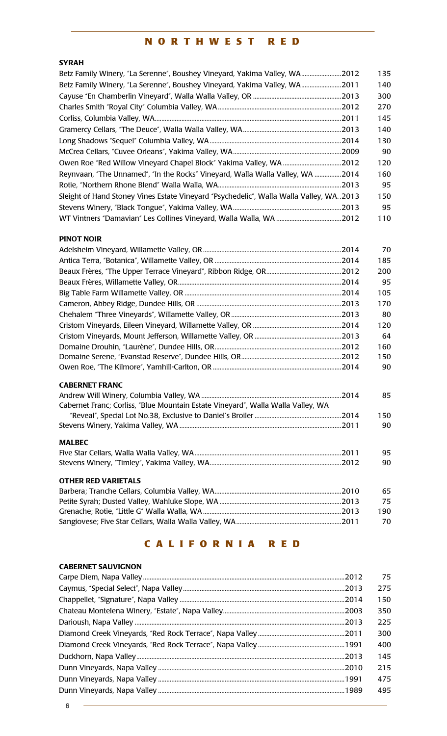## NORTHWEST RED

### SYRAH

| Wine | Vintage | Price |
|---|---|---|
| Betz Family Winery, "La Serenne", Boushey Vineyard, Yakima Valley, WA | 2012 | 135 |
| Betz Family Winery, "La Serenne", Boushey Vineyard, Yakima Valley, WA | 2011 | 140 |
| Cayuse "En Chamberlin Vineyard", Walla Walla Valley, OR | 2013 | 300 |
| Charles Smith "Royal City" Columbia Valley, WA | 2012 | 270 |
| Corliss, Columbia Valley, WA | 2011 | 145 |
| Gramercy Cellars, "The Deuce", Walla Walla Valley, WA | 2013 | 140 |
| Long Shadows "Sequel" Columbia Valley, WA | 2014 | 130 |
| McCrea Cellars, "Cuvee Orleans", Yakima Valley, WA | 2009 | 90 |
| Owen Roe "Red Willow Vineyard Chapel Block" Yakima Valley, WA | 2012 | 120 |
| Reynvaan, "The Unnamed", "In the Rocks" Vineyard, Walla Walla Valley, WA | 2014 | 160 |
| Rotie, "Northern Rhone Blend" Walla Walla, WA | 2013 | 95 |
| Sleight of Hand Stoney Vines Estate Vineyard "Psychedelic", Walla Walla Valley, WA | 2013 | 150 |
| Stevens Winery, "Black Tongue", Yakima Valley, WA | 2013 | 95 |
| WT Vintners "Damavian" Les Collines Vineyard, Walla Walla, WA | 2012 | 110 |

### PINOT NOIR

| Wine | Vintage | Price |
|---|---|---|
| Adelsheim Vineyard, Willamette Valley, OR | 2014 | 70 |
| Antica Terra, "Botanica", Willamette Valley, OR | 2014 | 185 |
| Beaux Frères, "The Upper Terrace Vineyard", Ribbon Ridge, OR | 2012 | 200 |
| Beaux Frères, Willamette Valley, OR | 2014 | 95 |
| Big Table Farm Willamette Valley, OR | 2014 | 105 |
| Cameron, Abbey Ridge, Dundee Hills, OR | 2013 | 170 |
| Chehalem "Three Vineyards", Willamette Valley, OR | 2013 | 80 |
| Cristom Vineyards, Eileen Vineyard, Willamette Valley, OR | 2014 | 120 |
| Cristom Vineyards, Mount Jefferson, Willamette Valley, OR | 2013 | 64 |
| Domaine Drouhin, "Laurène", Dundee Hills, OR | 2012 | 160 |
| Domaine Serene, "Evanstad Reserve", Dundee Hills, OR | 2012 | 150 |
| Owen Roe, "The Kilmore", Yamhill-Carlton, OR | 2014 | 90 |

### CABERNET FRANC

| Wine | Vintage | Price |
|---|---|---|
| Andrew Will Winery, Columbia Valley, WA | 2014 | 85 |
| Cabernet Franc; Corliss, "Blue Mountain Estate Vineyard", Walla Walla Valley, WA "Reveal", Special Lot No.38, Exclusive to Daniel's Broiler | 2014 | 150 |
| Stevens Winery, Yakima Valley, WA | 2011 | 90 |

### MALBEC

| Wine | Vintage | Price |
|---|---|---|
| Five Star Cellars, Walla Walla Valley, WA | 2011 | 95 |
| Stevens Winery, "Timley", Yakima Valley, WA | 2012 | 90 |

### OTHER RED VARIETALS

| Wine | Vintage | Price |
|---|---|---|
| Barbera; Tranche Cellars, Columbia Valley, WA | 2010 | 65 |
| Petite Syrah; Dusted Valley, Wahluke Slope, WA | 2013 | 75 |
| Grenache; Rotie, "Little G" Walla Walla, WA | 2013 | 190 |
| Sangiovese; Five Star Cellars, Walla Walla Valley, WA | 2011 | 70 |

## CALIFORNIA RED

### CABERNET SAUVIGNON

| Wine | Vintage | Price |
|---|---|---|
| Carpe Diem, Napa Valley | 2012 | 75 |
| Caymus, "Special Select", Napa Valley | 2013 | 275 |
| Chappellet, "Signature", Napa Valley | 2014 | 150 |
| Chateau Montelena Winery, "Estate", Napa Valley | 2003 | 350 |
| Darioush, Napa Valley | 2013 | 225 |
| Diamond Creek Vineyards, "Red Rock Terrace", Napa Valley | 2011 | 300 |
| Diamond Creek Vineyards, "Red Rock Terrace", Napa Valley | 1991 | 400 |
| Duckhorn, Napa Valley | 2013 | 145 |
| Dunn Vineyards, Napa Valley | 2010 | 215 |
| Dunn Vineyards, Napa Valley | 1991 | 475 |
| Dunn Vineyards, Napa Valley | 1989 | 495 |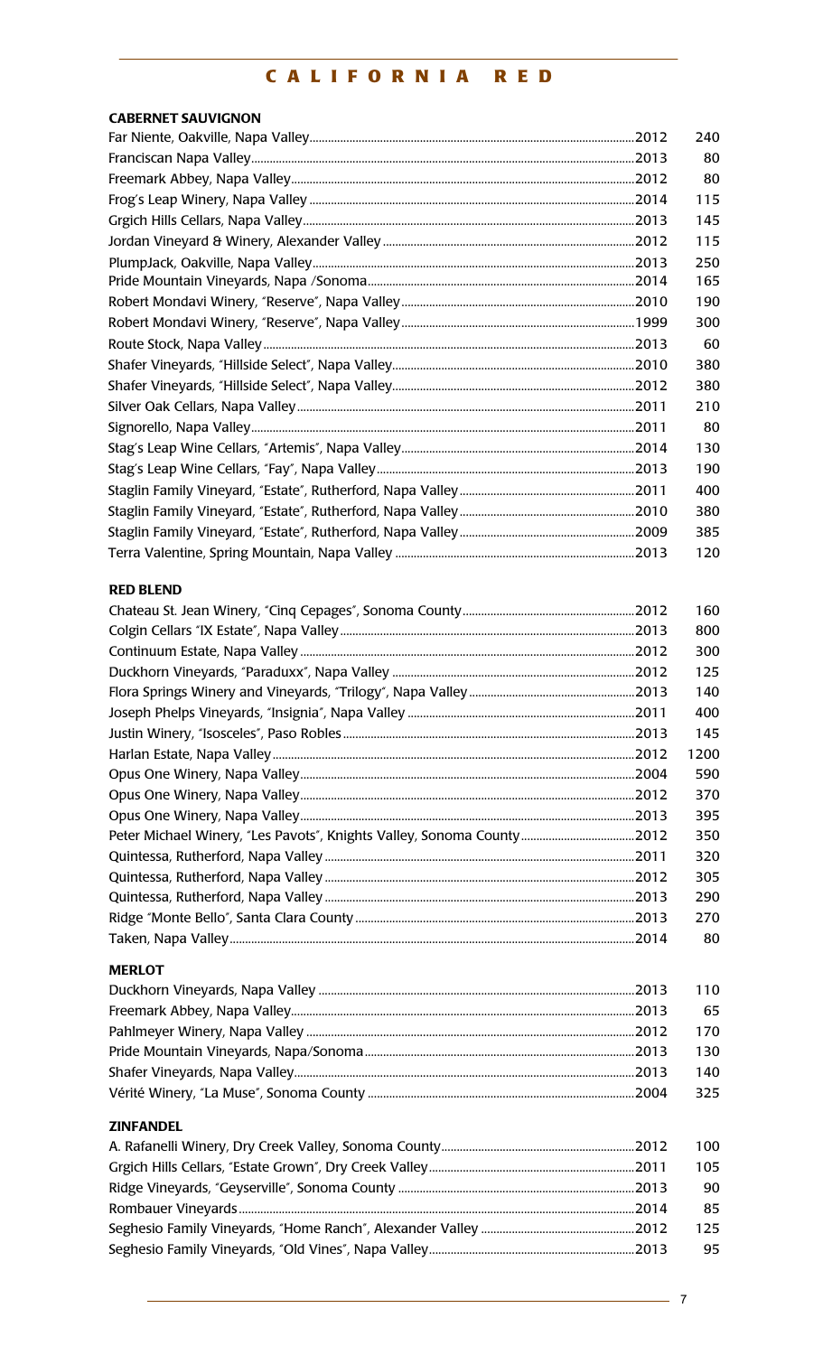# CALIFORNIA RED

## CABERNET SAUVIGNON

| Wine | Vintage | Price |
|---|---|---|
| Far Niente, Oakville, Napa Valley | 2012 | 240 |
| Franciscan Napa Valley | 2013 | 80 |
| Freemark Abbey, Napa Valley | 2012 | 80 |
| Frog's Leap Winery, Napa Valley | 2014 | 115 |
| Grgich Hills Cellars, Napa Valley | 2013 | 145 |
| Jordan Vineyard & Winery, Alexander Valley | 2012 | 115 |
| PlumpJack, Oakville, Napa Valley | 2013 | 250 |
| Pride Mountain Vineyards, Napa /Sonoma | 2014 | 165 |
| Robert Mondavi Winery, "Reserve", Napa Valley | 2010 | 190 |
| Robert Mondavi Winery, "Reserve", Napa Valley | 1999 | 300 |
| Route Stock, Napa Valley | 2013 | 60 |
| Shafer Vineyards, "Hillside Select", Napa Valley | 2010 | 380 |
| Shafer Vineyards, "Hillside Select", Napa Valley | 2012 | 380 |
| Silver Oak Cellars, Napa Valley | 2011 | 210 |
| Signorello, Napa Valley | 2011 | 80 |
| Stag's Leap Wine Cellars, "Artemis", Napa Valley | 2014 | 130 |
| Stag's Leap Wine Cellars, "Fay", Napa Valley | 2013 | 190 |
| Staglin Family Vineyard, "Estate", Rutherford, Napa Valley | 2011 | 400 |
| Staglin Family Vineyard, "Estate", Rutherford, Napa Valley | 2010 | 380 |
| Staglin Family Vineyard, "Estate", Rutherford, Napa Valley | 2009 | 385 |
| Terra Valentine, Spring Mountain, Napa Valley | 2013 | 120 |

## RED BLEND

| Wine | Vintage | Price |
|---|---|---|
| Chateau St. Jean Winery, "Cinq Cepages", Sonoma County | 2012 | 160 |
| Colgin Cellars "IX Estate", Napa Valley | 2013 | 800 |
| Continuum Estate, Napa Valley | 2012 | 300 |
| Duckhorn Vineyards, "Paraduxx", Napa Valley | 2012 | 125 |
| Flora Springs Winery and Vineyards, "Trilogy", Napa Valley | 2013 | 140 |
| Joseph Phelps Vineyards, "Insignia", Napa Valley | 2011 | 400 |
| Justin Winery, "Isosceles", Paso Robles | 2013 | 145 |
| Harlan Estate, Napa Valley | 2012 | 1200 |
| Opus One Winery, Napa Valley | 2004 | 590 |
| Opus One Winery, Napa Valley | 2012 | 370 |
| Opus One Winery, Napa Valley | 2013 | 395 |
| Peter Michael Winery, "Les Pavots", Knights Valley, Sonoma County | 2012 | 350 |
| Quintessa, Rutherford, Napa Valley | 2011 | 320 |
| Quintessa, Rutherford, Napa Valley | 2012 | 305 |
| Quintessa, Rutherford, Napa Valley | 2013 | 290 |
| Ridge "Monte Bello", Santa Clara County | 2013 | 270 |
| Taken, Napa Valley | 2014 | 80 |

## MERLOT

| Wine | Vintage | Price |
|---|---|---|
| Duckhorn Vineyards, Napa Valley | 2013 | 110 |
| Freemark Abbey, Napa Valley | 2013 | 65 |
| Pahlmeyer Winery, Napa Valley | 2012 | 170 |
| Pride Mountain Vineyards, Napa/Sonoma | 2013 | 130 |
| Shafer Vineyards, Napa Valley | 2013 | 140 |
| Vérité Winery, "La Muse", Sonoma County | 2004 | 325 |

## ZINFANDEL

| Wine | Vintage | Price |
|---|---|---|
| A. Rafanelli Winery, Dry Creek Valley, Sonoma County | 2012 | 100 |
| Grgich Hills Cellars, "Estate Grown", Dry Creek Valley | 2011 | 105 |
| Ridge Vineyards, "Geyserville", Sonoma County | 2013 | 90 |
| Rombauer Vineyards | 2014 | 85 |
| Seghesio Family Vineyards, "Home Ranch", Alexander Valley | 2012 | 125 |
| Seghesio Family Vineyards, "Old Vines", Napa Valley | 2013 | 95 |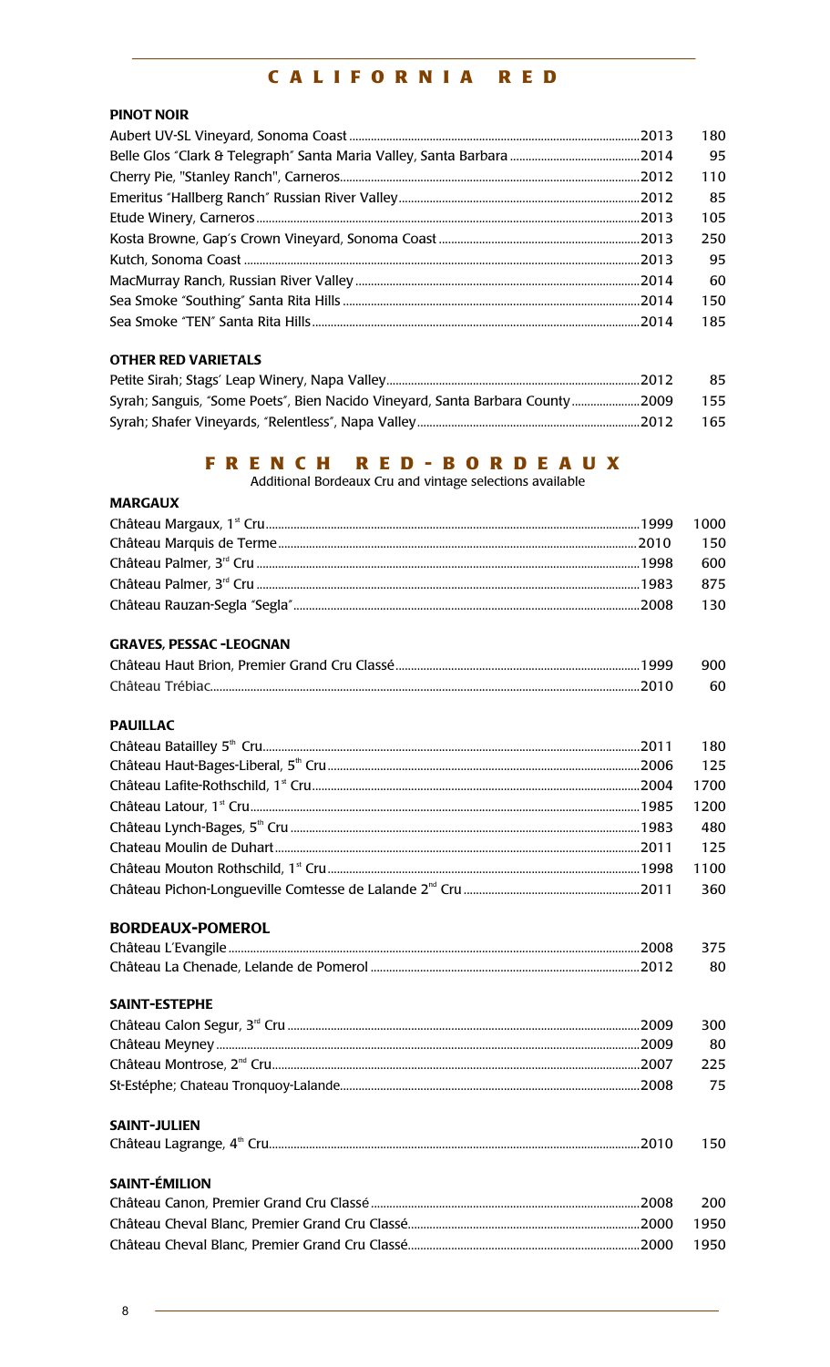# CALIFORNIA RED

## PINOT NOIR

| Wine | Vintage | Price |
|---|---|---|
| Aubert UV-SL Vineyard, Sonoma Coast | 2013 | 180 |
| Belle Glos "Clark & Telegraph" Santa Maria Valley, Santa Barbara | 2014 | 95 |
| Cherry Pie, "Stanley Ranch", Carneros | 2012 | 110 |
| Emeritus "Hallberg Ranch" Russian River Valley | 2012 | 85 |
| Etude Winery, Carneros | 2013 | 105 |
| Kosta Browne, Gap's Crown Vineyard, Sonoma Coast | 2013 | 250 |
| Kutch, Sonoma Coast | 2013 | 95 |
| MacMurray Ranch, Russian River Valley | 2014 | 60 |
| Sea Smoke "Southing" Santa Rita Hills | 2014 | 150 |
| Sea Smoke "TEN" Santa Rita Hills | 2014 | 185 |

## OTHER RED VARIETALS

| Wine | Vintage | Price |
|---|---|---|
| Petite Sirah; Stags' Leap Winery, Napa Valley | 2012 | 85 |
| Syrah; Sanguis, "Some Poets", Bien Nacido Vineyard, Santa Barbara County | 2009 | 155 |
| Syrah; Shafer Vineyards, "Relentless", Napa Valley | 2012 | 165 |

# FRENCH RED-BORDEAUX

Additional Bordeaux Cru and vintage selections available

## MARGAUX

| Wine | Vintage | Price |
|---|---|---|
| Château Margaux, 1st Cru | 1999 | 1000 |
| Château Marquis de Terme | 2010 | 150 |
| Château Palmer, 3rd Cru | 1998 | 600 |
| Château Palmer, 3rd Cru | 1983 | 875 |
| Château Rauzan-Segla "Segla" | 2008 | 130 |

## GRAVES, PESSAC-LEOGNAN

| Wine | Vintage | Price |
|---|---|---|
| Château Haut Brion, Premier Grand Cru Classé | 1999 | 900 |
| Château Trébiac | 2010 | 60 |

## PAUILLAC

| Wine | Vintage | Price |
|---|---|---|
| Château Batailley 5th Cru | 2011 | 180 |
| Château Haut-Bages-Liberal, 5th Cru | 2006 | 125 |
| Château Lafite-Rothschild, 1st Cru | 2004 | 1700 |
| Château Latour, 1st Cru | 1985 | 1200 |
| Château Lynch-Bages, 5th Cru | 1983 | 480 |
| Château Moulin de Duhart | 2011 | 125 |
| Château Mouton Rothschild, 1st Cru | 1998 | 1100 |
| Château Pichon-Longueville Comtesse de Lalande 2nd Cru | 2011 | 360 |

## BORDEAUX-POMEROL

| Wine | Vintage | Price |
|---|---|---|
| Château L'Evangile | 2008 | 375 |
| Château La Chenade, Lelande de Pomerol | 2012 | 80 |

## SAINT-ESTEPHE

| Wine | Vintage | Price |
|---|---|---|
| Château Calon Segur, 3rd Cru | 2009 | 300 |
| Château Meyney | 2009 | 80 |
| Château Montrose, 2nd Cru | 2007 | 225 |
| St-Estéphe; Chateau Tronquoy-Lalande | 2008 | 75 |

## SAINT-JULIEN

| Wine | Vintage | Price |
|---|---|---|
| Château Lagrange, 4th Cru | 2010 | 150 |

## SAINT-ÉMILION

| Wine | Vintage | Price |
|---|---|---|
| Château Canon, Premier Grand Cru Classé | 2008 | 200 |
| Château Cheval Blanc, Premier Grand Cru Classé | 2000 | 1950 |
| Château Cheval Blanc, Premier Grand Cru Classé | 2000 | 1950 |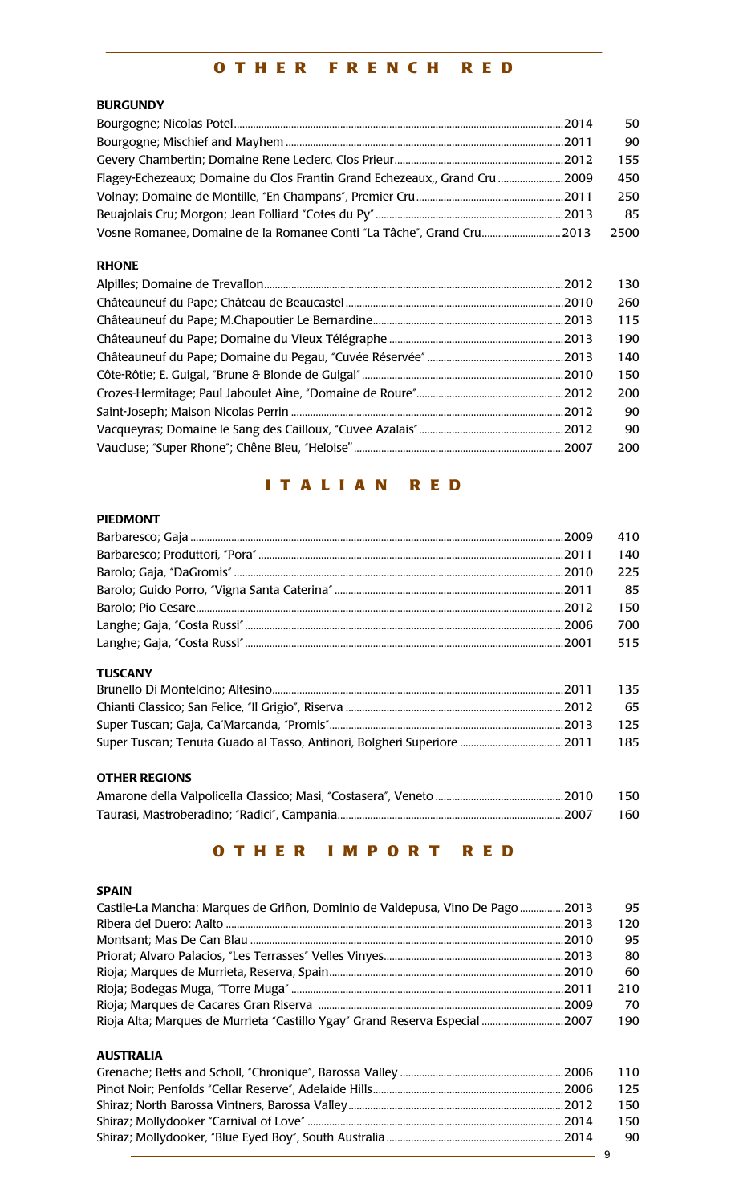# OTHER FRENCH RED

### BURGUNDY

| Wine | Vintage | Price |
|---|---|---|
| Bourgogne; Nicolas Potel | 2014 | 50 |
| Bourgogne; Mischief and Mayhem | 2011 | 90 |
| Gevery Chambertin; Domaine Rene Leclerc, Clos Prieur | 2012 | 155 |
| Flagey-Echezeaux; Domaine du Clos Frantin Grand Echezeaux,, Grand Cru | 2009 | 450 |
| Volnay; Domaine de Montille, "En Champans", Premier Cru | 2011 | 250 |
| Beuajolais Cru; Morgon; Jean Folliard "Cotes du Py" | 2013 | 85 |
| Vosne Romanee, Domaine de la Romanee Conti "La Tâche", Grand Cru | 2013 | 2500 |

### RHONE

| Wine | Vintage | Price |
|---|---|---|
| Alpilles; Domaine de Trevallon | 2012 | 130 |
| Châteauneuf du Pape; Château de Beaucastel | 2010 | 260 |
| Châteauneuf du Pape; M.Chapoutier Le Bernardine | 2013 | 115 |
| Châteauneuf du Pape; Domaine du Vieux Télégraphe | 2013 | 190 |
| Châteauneuf du Pape; Domaine du Pegau, "Cuvée Réservée" | 2013 | 140 |
| Côte-Rôtie; E. Guigal, "Brune & Blonde de Guigal" | 2010 | 150 |
| Crozes-Hermitage; Paul Jaboulet Aine, "Domaine de Roure" | 2012 | 200 |
| Saint-Joseph; Maison Nicolas Perrin | 2012 | 90 |
| Vacqueyras; Domaine le Sang des Cailloux, "Cuvee Azalais" | 2012 | 90 |
| Vaucluse; "Super Rhone"; Chêne Bleu, "Heloise" | 2007 | 200 |

# ITALIAN RED

### PIEDMONT

| Wine | Vintage | Price |
|---|---|---|
| Barbaresco; Gaja | 2009 | 410 |
| Barbaresco; Produttori, "Pora" | 2011 | 140 |
| Barolo; Gaja, "DaGromis" | 2010 | 225 |
| Barolo; Guido Porro, "Vigna Santa Caterina" | 2011 | 85 |
| Barolo; Pio Cesare | 2012 | 150 |
| Langhe; Gaja, "Costa Russi" | 2006 | 700 |
| Langhe; Gaja, "Costa Russi" | 2001 | 515 |

### TUSCANY

| Wine | Vintage | Price |
|---|---|---|
| Brunello Di Montelcino; Altesino | 2011 | 135 |
| Chianti Classico; San Felice, "Il Grigio", Riserva | 2012 | 65 |
| Super Tuscan; Gaja, Ca'Marcanda, "Promis" | 2013 | 125 |
| Super Tuscan; Tenuta Guado al Tasso, Antinori, Bolgheri Superiore | 2011 | 185 |

### OTHER REGIONS

| Wine | Vintage | Price |
|---|---|---|
| Amarone della Valpolicella Classico; Masi, "Costasera", Veneto | 2010 | 150 |
| Taurasi, Mastroberadino; "Radici", Campania | 2007 | 160 |

# OTHER IMPORT RED

### SPAIN

| Wine | Vintage | Price |
|---|---|---|
| Castile-La Mancha: Marques de Griñon, Dominio de Valdepusa, Vino De Pago | 2013 | 95 |
| Ribera del Duero: Aalto | 2013 | 120 |
| Montsant; Mas De Can Blau | 2010 | 95 |
| Priorat; Alvaro Palacios, "Les Terrasses" Velles Vinyes | 2013 | 80 |
| Rioja; Marques de Murrieta, Reserva, Spain | 2010 | 60 |
| Rioja; Bodegas Muga, "Torre Muga" | 2011 | 210 |
| Rioja; Marques de Cacares Gran Riserva | 2009 | 70 |
| Rioja Alta; Marques de Murrieta "Castillo Ygay" Grand Reserva Especial | 2007 | 190 |

### AUSTRALIA

| Wine | Vintage | Price |
|---|---|---|
| Grenache; Betts and Scholl, "Chronique", Barossa Valley | 2006 | 110 |
| Pinot Noir; Penfolds "Cellar Reserve", Adelaide Hills | 2006 | 125 |
| Shiraz; North Barossa Vintners, Barossa Valley | 2012 | 150 |
| Shiraz; Mollydooker "Carnival of Love" | 2014 | 150 |
| Shiraz; Mollydooker, "Blue Eyed Boy", South Australia | 2014 | 90 |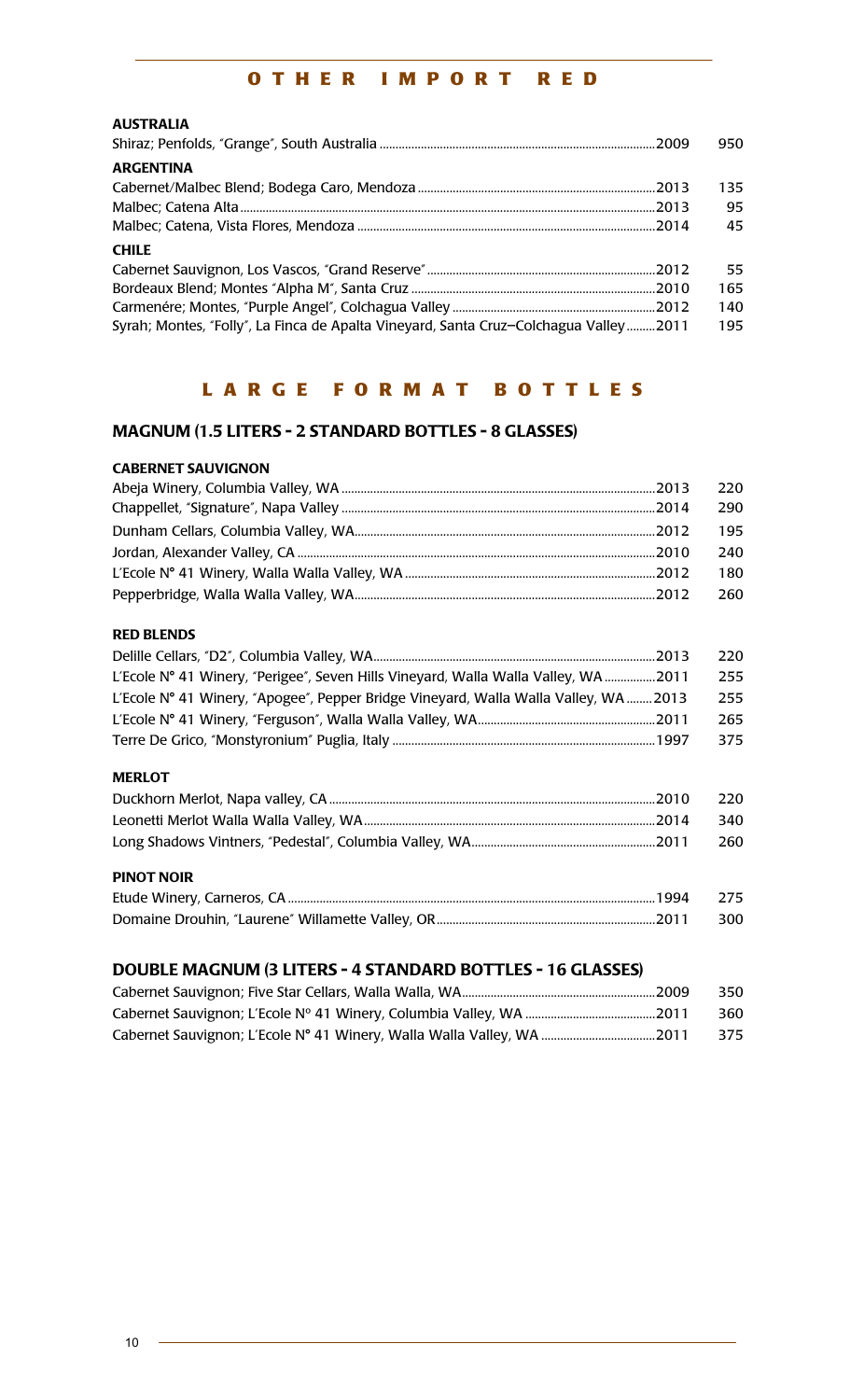# OTHER IMPORT RED

### AUSTRALIA

| Wine | Vintage | Price |
|---|---|---|
| Shiraz; Penfolds, "Grange", South Australia | 2009 | 950 |

### ARGENTINA

| Wine | Vintage | Price |
|---|---|---|
| Cabernet/Malbec Blend; Bodega Caro, Mendoza | 2013 | 135 |
| Malbec; Catena Alta | 2013 | 95 |
| Malbec; Catena, Vista Flores, Mendoza | 2014 | 45 |

### CHILE

| Wine | Vintage | Price |
|---|---|---|
| Cabernet Sauvignon, Los Vascos, "Grand Reserve" | 2012 | 55 |
| Bordeaux Blend; Montes "Alpha M", Santa Cruz | 2010 | 165 |
| Carmenére; Montes, "Purple Angel", Colchagua Valley | 2012 | 140 |
| Syrah; Montes, "Folly", La Finca de Apalta Vineyard, Santa Cruz–Colchagua Valley | 2011 | 195 |

# LARGE FORMAT BOTTLES

## MAGNUM (1.5 LITERS - 2 STANDARD BOTTLES - 8 GLASSES)

### CABERNET SAUVIGNON

| Wine | Vintage | Price |
|---|---|---|
| Abeja Winery, Columbia Valley, WA | 2013 | 220 |
| Chappellet, "Signature", Napa Valley | 2014 | 290 |
| Dunham Cellars, Columbia Valley, WA | 2012 | 195 |
| Jordan, Alexander Valley, CA | 2010 | 240 |
| L'Ecole N° 41 Winery, Walla Walla Valley, WA | 2012 | 180 |
| Pepperbridge, Walla Walla Valley, WA | 2012 | 260 |

### RED BLENDS

| Wine | Vintage | Price |
|---|---|---|
| Delille Cellars, "D2", Columbia Valley, WA | 2013 | 220 |
| L'Ecole N° 41 Winery, "Perigee", Seven Hills Vineyard, Walla Walla Valley, WA | 2011 | 255 |
| L'Ecole N° 41 Winery, "Apogee", Pepper Bridge Vineyard, Walla Walla Valley, WA | 2013 | 255 |
| L'Ecole N° 41 Winery, "Ferguson", Walla Walla Valley, WA | 2011 | 265 |
| Terre De Grico, "Monstyronium" Puglia, Italy | 1997 | 375 |

### MERLOT

| Wine | Vintage | Price |
|---|---|---|
| Duckhorn Merlot, Napa valley, CA | 2010 | 220 |
| Leonetti Merlot Walla Walla Valley, WA | 2014 | 340 |
| Long Shadows Vintners, "Pedestal", Columbia Valley, WA | 2011 | 260 |

### PINOT NOIR

| Wine | Vintage | Price |
|---|---|---|
| Etude Winery, Carneros, CA | 1994 | 275 |
| Domaine Drouhin, "Laurene" Willamette Valley, OR | 2011 | 300 |

## DOUBLE MAGNUM (3 LITERS - 4 STANDARD BOTTLES - 16 GLASSES)

| Wine | Vintage | Price |
|---|---|---|
| Cabernet Sauvignon; Five Star Cellars, Walla Walla, WA | 2009 | 350 |
| Cabernet Sauvignon; L'Ecole Nº 41 Winery, Columbia Valley, WA | 2011 | 360 |
| Cabernet Sauvignon; L'Ecole N° 41 Winery, Walla Walla Valley, WA | 2011 | 375 |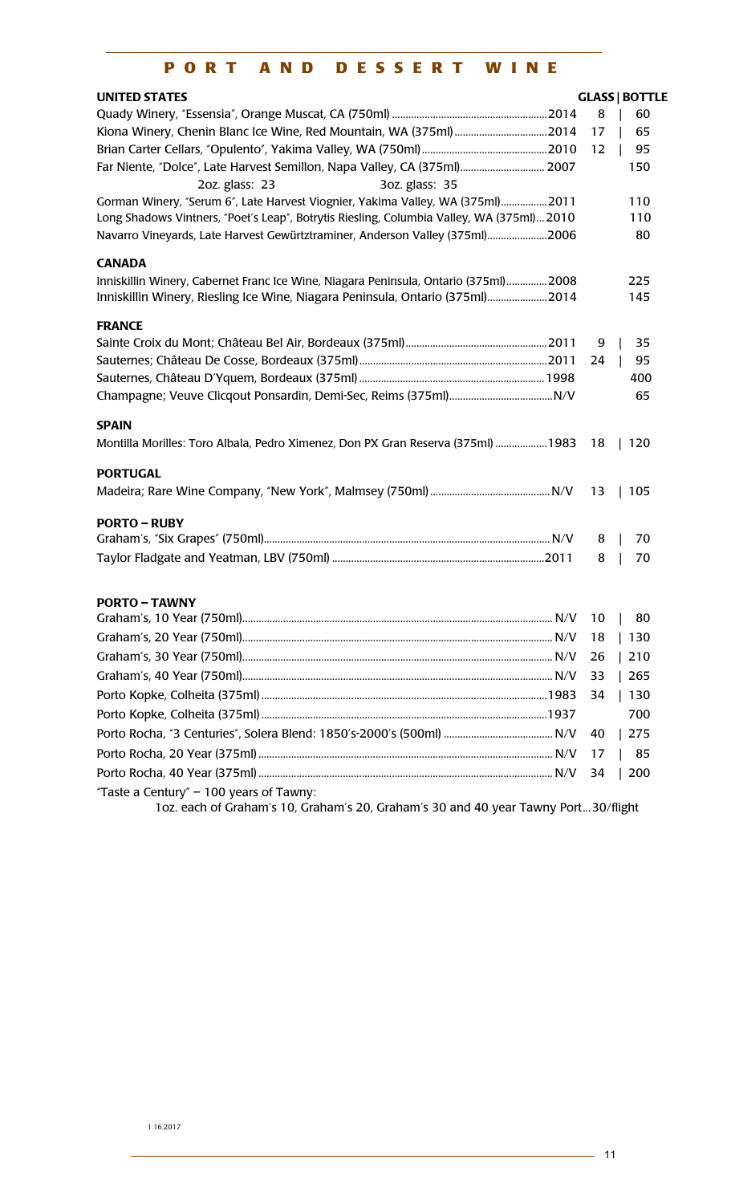# PORT AND DESSERT WINE

| UNITED STATES | | GLASS | BOTTLE |
|---|---|---|---|
| Quady Winery, "Essensia", Orange Muscat, CA (750ml) | 2014 | 8 | 60 |
| Kiona Winery, Chenin Blanc Ice Wine, Red Mountain, WA (375ml) | 2014 | 17 | 65 |
| Brian Carter Cellars, "Opulento", Yakima Valley, WA (750ml) | 2010 | 12 | 95 |
| Far Niente, "Dolce", Late Harvest Semillon, Napa Valley, CA (375ml) | 2007 | | 150 |
| 2oz. glass: 23 3oz. glass: 35 | | | |
| Gorman Winery, "Serum 6", Late Harvest Viognier, Yakima Valley, WA (375ml) | 2011 | | 110 |
| Long Shadows Vintners, "Poet's Leap", Botrytis Riesling, Columbia Valley, WA (375ml) | 2010 | | 110 |
| Navarro Vineyards, Late Harvest Gewürztraminer, Anderson Valley (375ml) | 2006 | | 80 |
| **CANADA** | | | |
| Inniskillin Winery, Cabernet Franc Ice Wine, Niagara Peninsula, Ontario (375ml) | 2008 | | 225 |
| Inniskillin Winery, Riesling Ice Wine, Niagara Peninsula, Ontario (375ml) | 2014 | | 145 |
| **FRANCE** | | | |
| Sainte Croix du Mont; Château Bel Air, Bordeaux (375ml) | 2011 | 9 | 35 |
| Sauternes; Château De Cosse, Bordeaux (375ml) | 2011 | 24 | 95 |
| Sauternes, Château D'Yquem, Bordeaux (375ml) | 1998 | | 400 |
| Champagne; Veuve Clicqout Ponsardin, Demi-Sec, Reims (375ml) | N/V | | 65 |
| **SPAIN** | | | |
| Montilla Morilles: Toro Albala, Pedro Ximenez, Don PX Gran Reserva (375ml) | 1983 | 18 | 120 |
| **PORTUGAL** | | | |
| Madeira; Rare Wine Company, "New York", Malmsey (750ml) | N/V | 13 | 105 |
| **PORTO – RUBY** | | | |
| Graham's, "Six Grapes" (750ml) | N/V | 8 | 70 |
| Taylor Fladgate and Yeatman, LBV (750ml) | 2011 | 8 | 70 |
| **PORTO – TAWNY** | | | |
| Graham's, 10 Year (750ml) | N/V | 10 | 80 |
| Graham's, 20 Year (750ml) | N/V | 18 | 130 |
| Graham's, 30 Year (750ml) | N/V | 26 | 210 |
| Graham's, 40 Year (750ml) | N/V | 33 | 265 |
| Porto Kopke, Colheita (375ml) | 1983 | 34 | 130 |
| Porto Kopke, Colheita (375ml) | 1937 | | 700 |
| Porto Rocha, "3 Centuries", Solera Blend: 1850's-2000's (500ml) | N/V | 40 | 275 |
| Porto Rocha, 20 Year (375ml) | N/V | 17 | 85 |
| Porto Rocha, 40 Year (375ml) | N/V | 34 | 200 |

"Taste a Century" – 100 years of Tawny:
1oz. each of Graham's 10, Graham's 20, Graham's 30 and 40 year Tawny Port...30/flight

1.16.2017